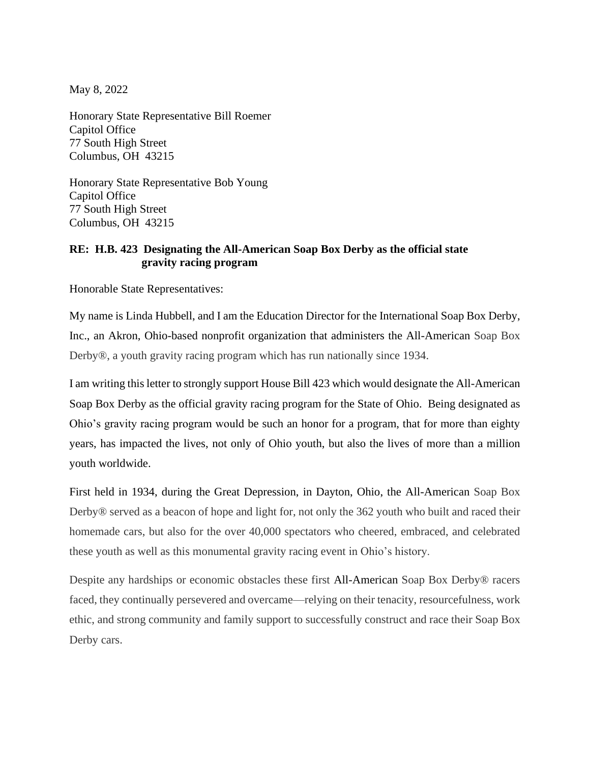May 8, 2022

Honorary State Representative Bill Roemer
Capitol Office
77 South High Street
Columbus, OH 43215

Honorary State Representative Bob Young
Capitol Office
77 South High Street
Columbus, OH 43215

**RE: H.B. 423 Designating the All-American Soap Box Derby as the official state gravity racing program**

Honorable State Representatives:

My name is Linda Hubbell, and I am the Education Director for the International Soap Box Derby, Inc., an Akron, Ohio-based nonprofit organization that administers the All-American Soap Box Derby®, a youth gravity racing program which has run nationally since 1934.

I am writing this letter to strongly support House Bill 423 which would designate the All-American Soap Box Derby as the official gravity racing program for the State of Ohio. Being designated as Ohio's gravity racing program would be such an honor for a program, that for more than eighty years, has impacted the lives, not only of Ohio youth, but also the lives of more than a million youth worldwide.

First held in 1934, during the Great Depression, in Dayton, Ohio, the All-American Soap Box Derby® served as a beacon of hope and light for, not only the 362 youth who built and raced their homemade cars, but also for the over 40,000 spectators who cheered, embraced, and celebrated these youth as well as this monumental gravity racing event in Ohio's history.

Despite any hardships or economic obstacles these first All-American Soap Box Derby® racers faced, they continually persevered and overcame—relying on their tenacity, resourcefulness, work ethic, and strong community and family support to successfully construct and race their Soap Box Derby cars.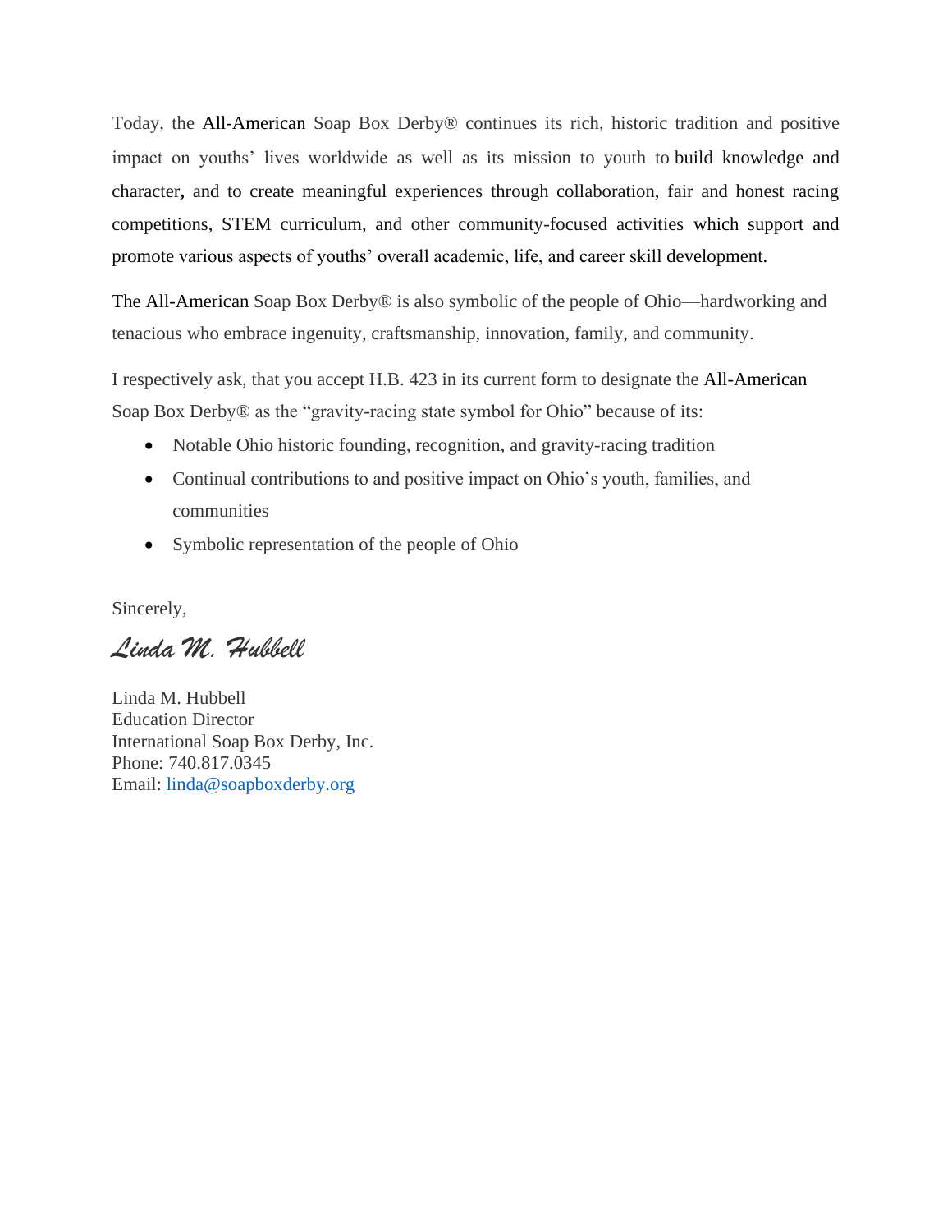Today, the All-American Soap Box Derby® continues its rich, historic tradition and positive impact on youths' lives worldwide as well as its mission to youth to build knowledge and character, and to create meaningful experiences through collaboration, fair and honest racing competitions, STEM curriculum, and other community-focused activities which support and promote various aspects of youths' overall academic, life, and career skill development.

The All-American Soap Box Derby® is also symbolic of the people of Ohio—hardworking and tenacious who embrace ingenuity, craftsmanship, innovation, family, and community.

I respectively ask, that you accept H.B. 423 in its current form to designate the All-American Soap Box Derby® as the "gravity-racing state symbol for Ohio" because of its:

- Notable Ohio historic founding, recognition, and gravity-racing tradition
- Continual contributions to and positive impact on Ohio's youth, families, and communities
- Symbolic representation of the people of Ohio

Sincerely,

*Linda M. Hubbell*

Linda M. Hubbell
Education Director
International Soap Box Derby, Inc.
Phone: 740.817.0345
Email: linda@soapboxderby.org